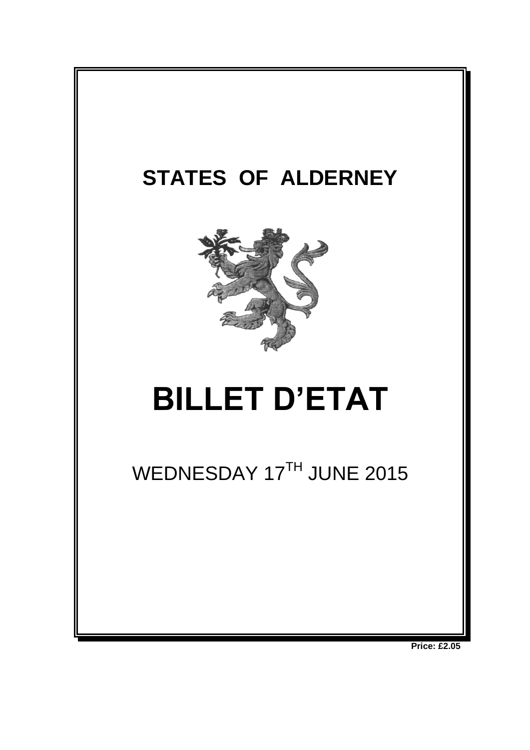# STATES OF ALDERNEY

# BILLET D'ETAT

WEDNESDAY 17TH JUNE 2015

**Price: £2.05**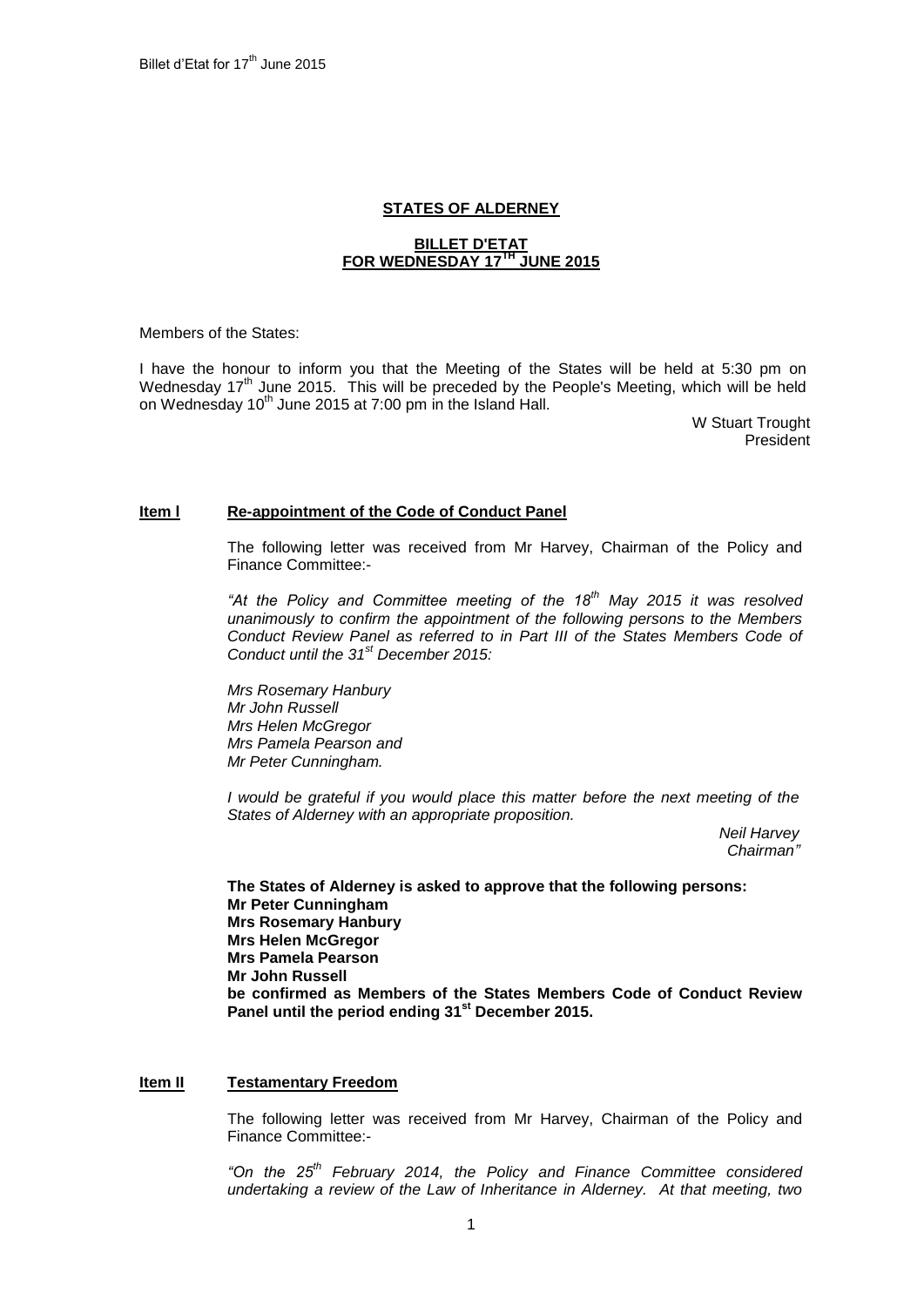**STATES OF ALDERNEY**

**BILLET D'ETAT FOR WEDNESDAY 17TH JUNE 2015**

Members of the States:

I have the honour to inform you that the Meeting of the States will be held at 5:30 pm on Wednesday 17th June 2015. This will be preceded by the People's Meeting, which will be held on Wednesday 10th June 2015 at 7:00 pm in the Island Hall.

W Stuart Trought
President

## Item I Re-appointment of the Code of Conduct Panel

The following letter was received from Mr Harvey, Chairman of the Policy and Finance Committee:-

*"At the Policy and Committee meeting of the 18th May 2015 it was resolved unanimously to confirm the appointment of the following persons to the Members Conduct Review Panel as referred to in Part III of the States Members Code of Conduct until the 31st December 2015:*

*Mrs Rosemary Hanbury*
*Mr John Russell*
*Mrs Helen McGregor*
*Mrs Pamela Pearson and*
*Mr Peter Cunningham.*

*I would be grateful if you would place this matter before the next meeting of the States of Alderney with an appropriate proposition.*

*Neil Harvey*
*Chairman"*

**The States of Alderney is asked to approve that the following persons:**
**Mr Peter Cunningham**
**Mrs Rosemary Hanbury**
**Mrs Helen McGregor**
**Mrs Pamela Pearson**
**Mr John Russell**
**be confirmed as Members of the States Members Code of Conduct Review Panel until the period ending 31st December 2015.**

## Item II Testamentary Freedom

The following letter was received from Mr Harvey, Chairman of the Policy and Finance Committee:-

*"On the 25th February 2014, the Policy and Finance Committee considered undertaking a review of the Law of Inheritance in Alderney. At that meeting, two*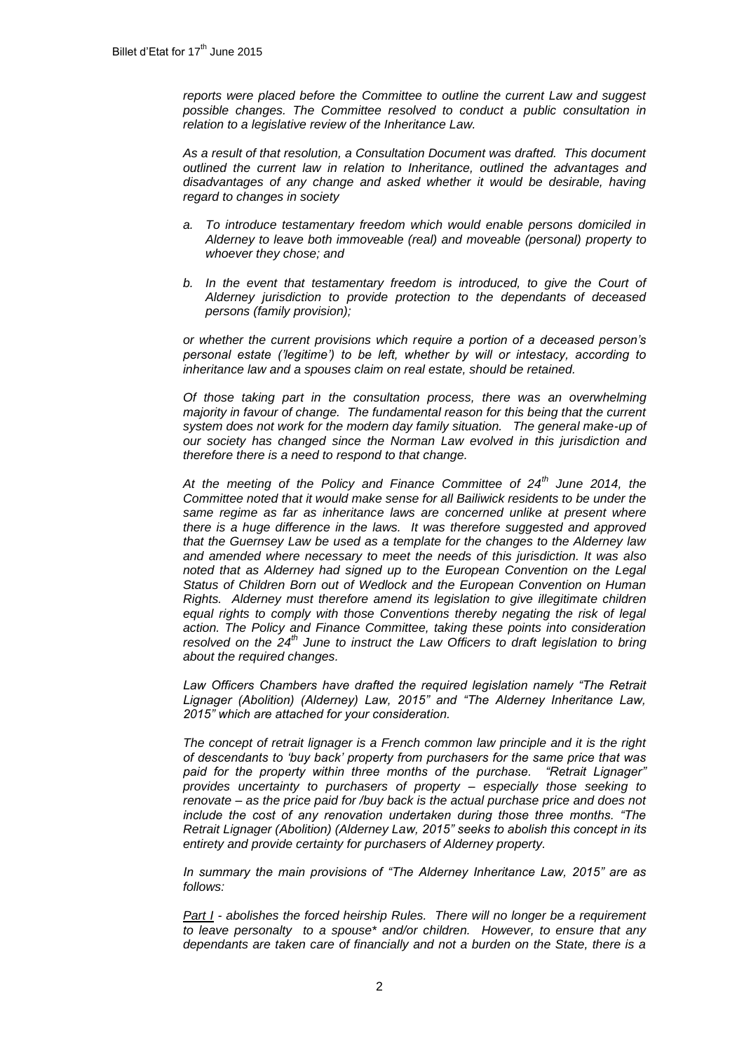*reports were placed before the Committee to outline the current Law and suggest possible changes. The Committee resolved to conduct a public consultation in relation to a legislative review of the Inheritance Law.*

*As a result of that resolution, a Consultation Document was drafted. This document outlined the current law in relation to Inheritance, outlined the advantages and disadvantages of any change and asked whether it would be desirable, having regard to changes in society*

*a. To introduce testamentary freedom which would enable persons domiciled in Alderney to leave both immoveable (real) and moveable (personal) property to whoever they chose; and*

*b. In the event that testamentary freedom is introduced, to give the Court of Alderney jurisdiction to provide protection to the dependants of deceased persons (family provision);*

*or whether the current provisions which require a portion of a deceased person's personal estate ('legitime') to be left, whether by will or intestacy, according to inheritance law and a spouses claim on real estate, should be retained.*

*Of those taking part in the consultation process, there was an overwhelming majority in favour of change. The fundamental reason for this being that the current system does not work for the modern day family situation. The general make-up of our society has changed since the Norman Law evolved in this jurisdiction and therefore there is a need to respond to that change.*

*At the meeting of the Policy and Finance Committee of 24th June 2014, the Committee noted that it would make sense for all Bailiwick residents to be under the same regime as far as inheritance laws are concerned unlike at present where there is a huge difference in the laws. It was therefore suggested and approved that the Guernsey Law be used as a template for the changes to the Alderney law and amended where necessary to meet the needs of this jurisdiction. It was also noted that as Alderney had signed up to the European Convention on the Legal Status of Children Born out of Wedlock and the European Convention on Human Rights. Alderney must therefore amend its legislation to give illegitimate children equal rights to comply with those Conventions thereby negating the risk of legal action. The Policy and Finance Committee, taking these points into consideration resolved on the 24th June to instruct the Law Officers to draft legislation to bring about the required changes.*

*Law Officers Chambers have drafted the required legislation namely "The Retrait Lignager (Abolition) (Alderney) Law, 2015" and "The Alderney Inheritance Law, 2015" which are attached for your consideration.*

*The concept of retrait lignager is a French common law principle and it is the right of descendants to 'buy back' property from purchasers for the same price that was paid for the property within three months of the purchase. "Retrait Lignager" provides uncertainty to purchasers of property – especially those seeking to renovate – as the price paid for /buy back is the actual purchase price and does not include the cost of any renovation undertaken during those three months. "The Retrait Lignager (Abolition) (Alderney Law, 2015" seeks to abolish this concept in its entirety and provide certainty for purchasers of Alderney property.*

*In summary the main provisions of "The Alderney Inheritance Law, 2015" are as follows:*

*<u>Part I</u> - abolishes the forced heirship Rules. There will no longer be a requirement to leave personalty to a spouse* and/or children. However, to ensure that any dependants are taken care of financially and not a burden on the State, there is a*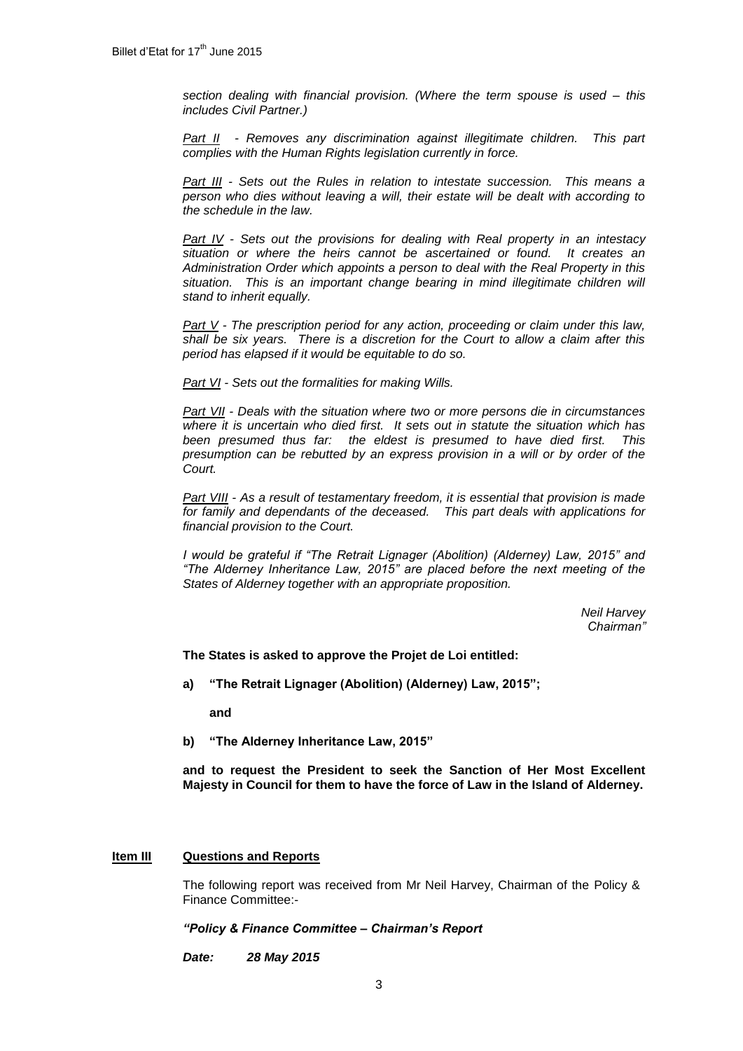*section dealing with financial provision. (Where the term spouse is used – this includes Civil Partner.)*

*Part II - Removes any discrimination against illegitimate children. This part complies with the Human Rights legislation currently in force.*

*Part III - Sets out the Rules in relation to intestate succession. This means a person who dies without leaving a will, their estate will be dealt with according to the schedule in the law.*

*Part IV - Sets out the provisions for dealing with Real property in an intestacy situation or where the heirs cannot be ascertained or found. It creates an Administration Order which appoints a person to deal with the Real Property in this situation. This is an important change bearing in mind illegitimate children will stand to inherit equally.*

*Part V - The prescription period for any action, proceeding or claim under this law, shall be six years. There is a discretion for the Court to allow a claim after this period has elapsed if it would be equitable to do so.*

*Part VI - Sets out the formalities for making Wills.*

*Part VII - Deals with the situation where two or more persons die in circumstances where it is uncertain who died first. It sets out in statute the situation which has been presumed thus far: the eldest is presumed to have died first. This presumption can be rebutted by an express provision in a will or by order of the Court.*

*Part VIII - As a result of testamentary freedom, it is essential that provision is made for family and dependants of the deceased. This part deals with applications for financial provision to the Court.*

*I would be grateful if "The Retrait Lignager (Abolition) (Alderney) Law, 2015" and "The Alderney Inheritance Law, 2015" are placed before the next meeting of the States of Alderney together with an appropriate proposition.*

*Neil Harvey*
*Chairman"*

**The States is asked to approve the Projet de Loi entitled:**

**a) "The Retrait Lignager (Abolition) (Alderney) Law, 2015";**

**and**

**b) "The Alderney Inheritance Law, 2015"**

**and to request the President to seek the Sanction of Her Most Excellent Majesty in Council for them to have the force of Law in the Island of Alderney.**

## Item III Questions and Reports

The following report was received from Mr Neil Harvey, Chairman of the Policy & Finance Committee:-

***"Policy & Finance Committee – Chairman's Report***

***Date: 28 May 2015***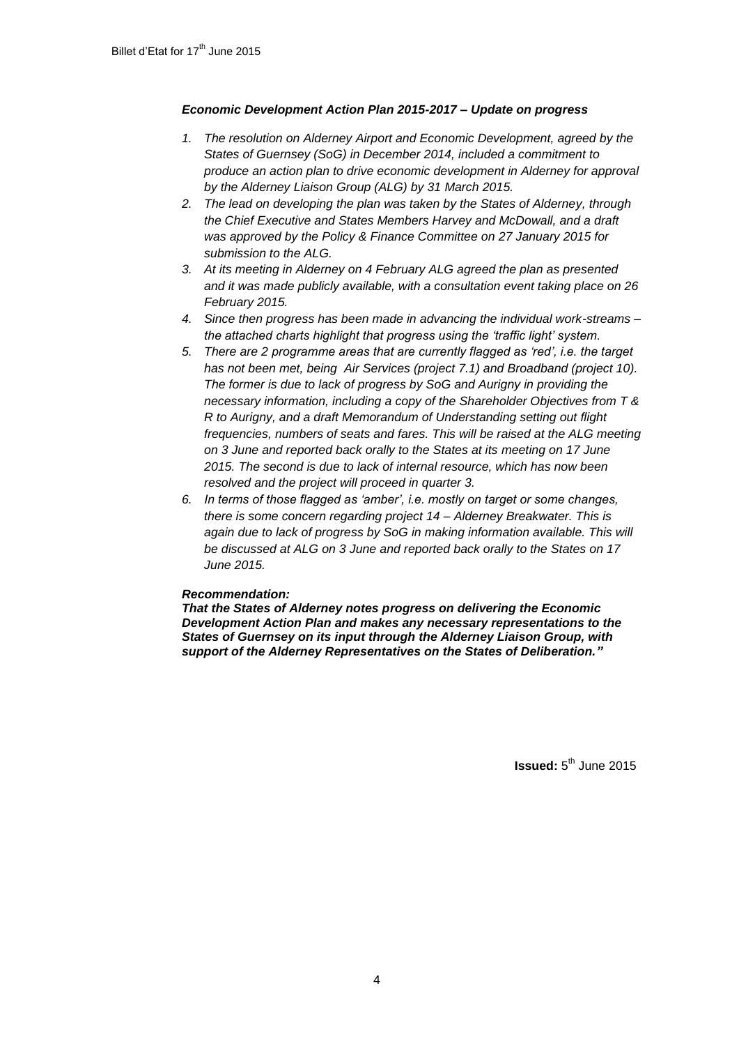***Economic Development Action Plan 2015-2017 – Update on progress***

1. *The resolution on Alderney Airport and Economic Development, agreed by the States of Guernsey (SoG) in December 2014, included a commitment to produce an action plan to drive economic development in Alderney for approval by the Alderney Liaison Group (ALG) by 31 March 2015.*
2. *The lead on developing the plan was taken by the States of Alderney, through the Chief Executive and States Members Harvey and McDowall, and a draft was approved by the Policy & Finance Committee on 27 January 2015 for submission to the ALG.*
3. *At its meeting in Alderney on 4 February ALG agreed the plan as presented and it was made publicly available, with a consultation event taking place on 26 February 2015.*
4. *Since then progress has been made in advancing the individual work-streams – the attached charts highlight that progress using the 'traffic light' system.*
5. *There are 2 programme areas that are currently flagged as 'red', i.e. the target has not been met, being Air Services (project 7.1) and Broadband (project 10). The former is due to lack of progress by SoG and Aurigny in providing the necessary information, including a copy of the Shareholder Objectives from T & R to Aurigny, and a draft Memorandum of Understanding setting out flight frequencies, numbers of seats and fares. This will be raised at the ALG meeting on 3 June and reported back orally to the States at its meeting on 17 June 2015. The second is due to lack of internal resource, which has now been resolved and the project will proceed in quarter 3.*
6. *In terms of those flagged as 'amber', i.e. mostly on target or some changes, there is some concern regarding project 14 – Alderney Breakwater. This is again due to lack of progress by SoG in making information available. This will be discussed at ALG on 3 June and reported back orally to the States on 17 June 2015.*

***Recommendation:***

***That the States of Alderney notes progress on delivering the Economic Development Action Plan and makes any necessary representations to the States of Guernsey on its input through the Alderney Liaison Group, with support of the Alderney Representatives on the States of Deliberation."***

**Issued:** 5th June 2015